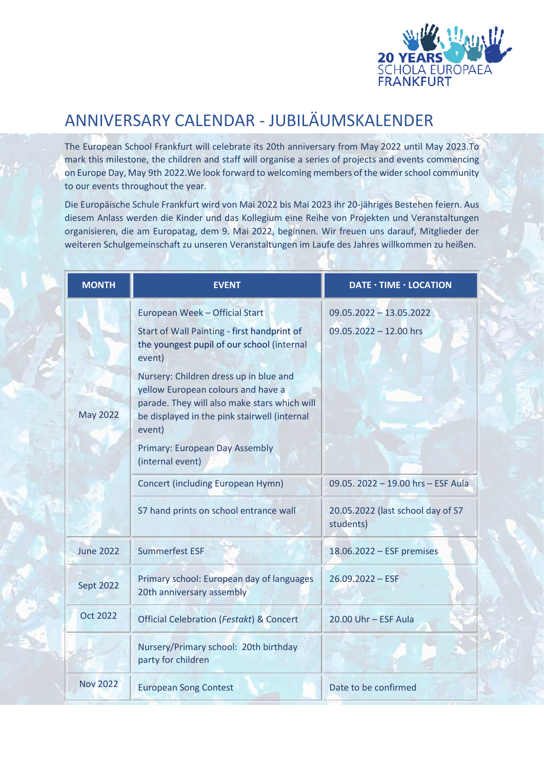# ANNIVERSARY CALENDAR - JUBILÄUMSKALENDER

The European School Frankfurt will celebrate its 20th anniversary from May 2022 until May 2023.To mark this milestone, the children and staff will organise a series of projects and events commencing on Europe Day, May 9th 2022.We look forward to welcoming members of the wider school community to our events throughout the year.

Die Europäische Schule Frankfurt wird von Mai 2022 bis Mai 2023 ihr 20-jähriges Bestehen feiern. Aus diesem Anlass werden die Kinder und das Kollegium eine Reihe von Projekten und Veranstaltungen organisieren, die am Europatag, dem 9. Mai 2022, beginnen. Wir freuen uns darauf, Mitglieder der weiteren Schulgemeinschaft zu unseren Veranstaltungen im Laufe des Jahres willkommen zu heißen.

| MONTH | EVENT | DATE · TIME · LOCATION |
|---|---|---|
| May 2022 | European Week – Official Start<br>Start of Wall Painting - first handprint of the youngest pupil of our school (internal event)<br>Nursery: Children dress up in blue and yellow European colours and have a parade. They will also make stars which will be displayed in the pink stairwell (internal event)<br>Primary: European Day Assembly (internal event) | 09.05.2022 – 13.05.2022<br>09.05.2022 – 12.00 hrs |
| | Concert (including European Hymn) | 09.05. 2022 – 19.00 hrs – ESF Aula |
| | S7 hand prints on school entrance wall | 20.05.2022 (last school day of S7 students) |
| June 2022 | Summerfest ESF | 18.06.2022 – ESF premises |
| Sept 2022 | Primary school: European day of languages 20th anniversary assembly | 26.09.2022 – ESF |
| Oct 2022 | Official Celebration (*Festakt*) & Concert | 20.00 Uhr – ESF Aula |
| | Nursery/Primary school: 20th birthday party for children | |
| Nov 2022 | European Song Contest | Date to be confirmed |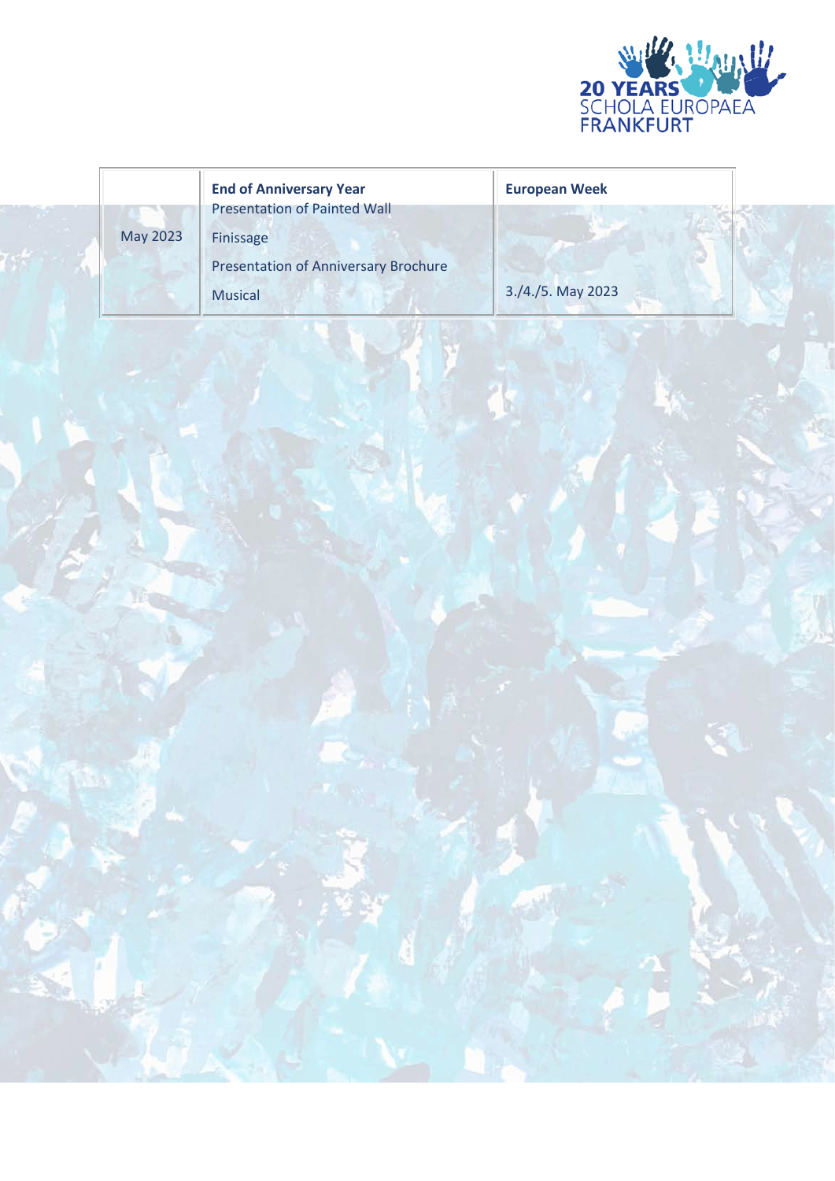| | | |
|---|---|---|
| May 2023 | **End of Anniversary Year**<br>Presentation of Painted Wall<br>Finissage<br>Presentation of Anniversary Brochure<br>Musical | **European Week**<br><br>3./4./5. May 2023 |